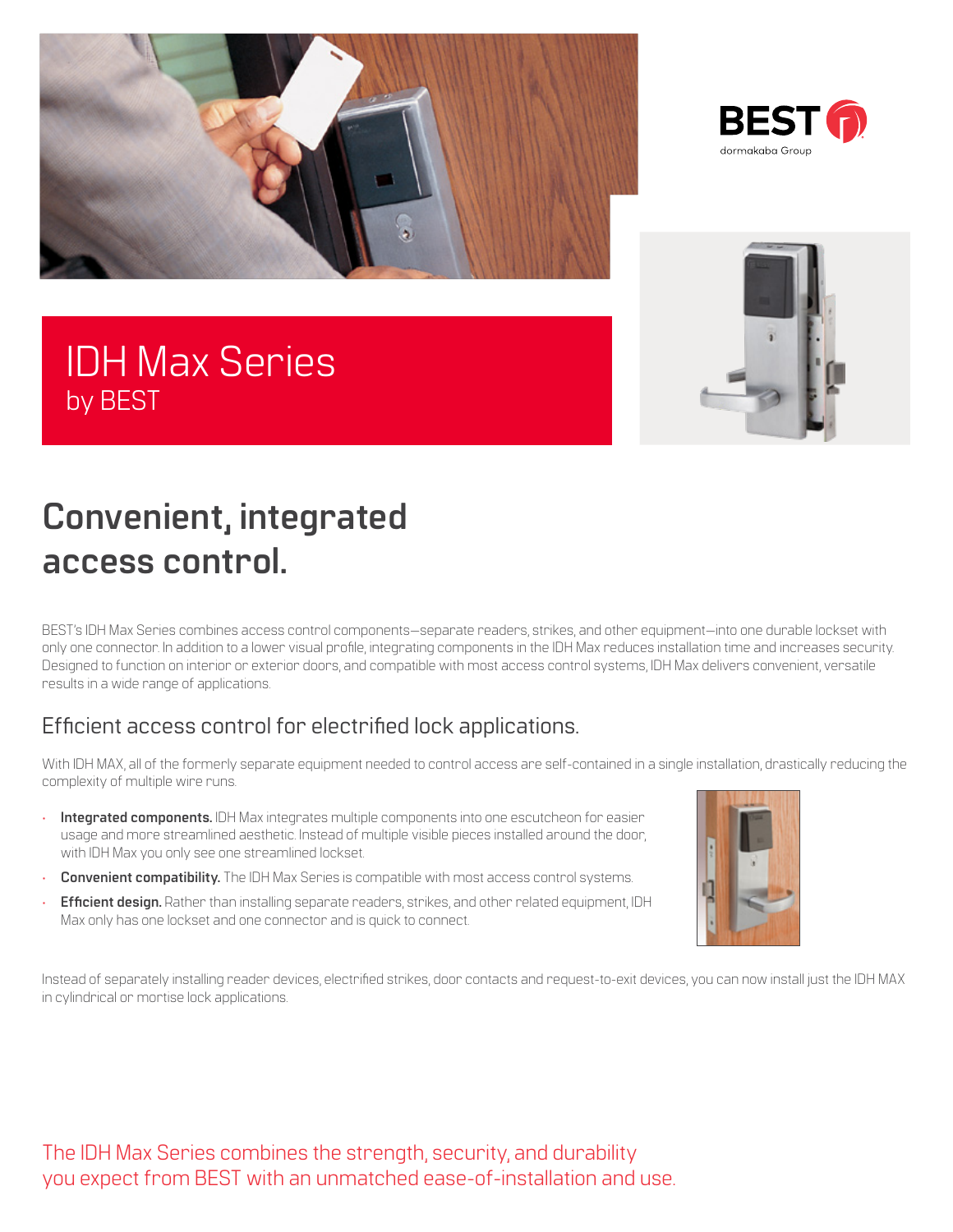BEST
dormakaba Group

# IDH Max Series
by BEST

## Convenient, integrated access control.

BEST's IDH Max Series combines access control components—separate readers, strikes, and other equipment—into one durable lockset with only one connector. In addition to a lower visual profile, integrating components in the IDH Max reduces installation time and increases security. Designed to function on interior or exterior doors, and compatible with most access control systems, IDH Max delivers convenient, versatile results in a wide range of applications.

### Efficient access control for electrified lock applications.

With IDH MAX, all of the formerly separate equipment needed to control access are self-contained in a single installation, drastically reducing the complexity of multiple wire runs.

- **Integrated components.** IDH Max integrates multiple components into one escutcheon for easier usage and more streamlined aesthetic. Instead of multiple visible pieces installed around the door, with IDH Max you only see one streamlined lockset.
- **Convenient compatibility.** The IDH Max Series is compatible with most access control systems.
- **Efficient design.** Rather than installing separate readers, strikes, and other related equipment, IDH Max only has one lockset and one connector and is quick to connect.

Instead of separately installing reader devices, electrified strikes, door contacts and request-to-exit devices, you can now install just the IDH MAX in cylindrical or mortise lock applications.

The IDH Max Series combines the strength, security, and durability you expect from BEST with an unmatched ease-of-installation and use.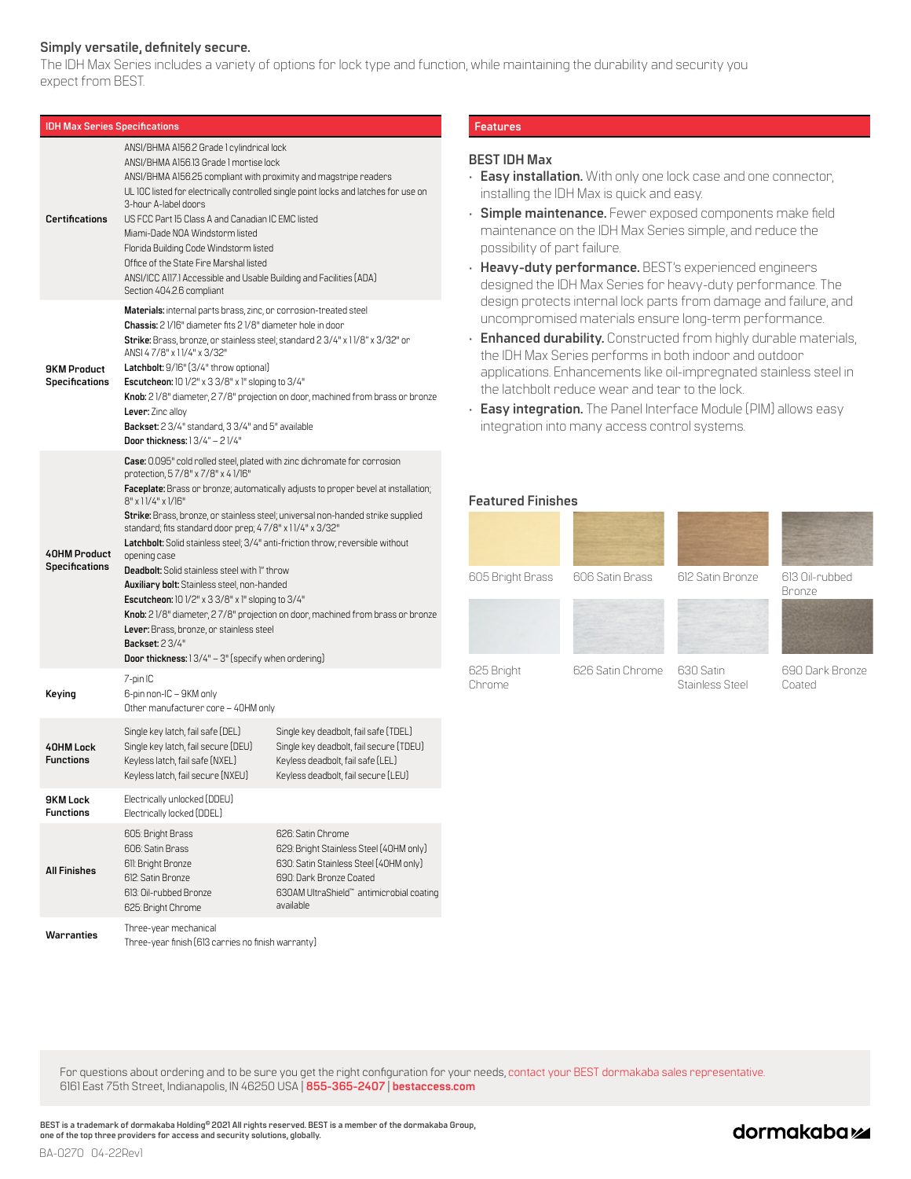## Simply versatile, definitely secure.

The IDH Max Series includes a variety of options for lock type and function, while maintaining the durability and security you expect from BEST.

### IDH Max Series Specifications

| | | |
|---|---|---|
| **Certifications** | ANSI/BHMA A156.2 Grade 1 cylindrical lock<br>ANSI/BHMA A156.13 Grade 1 mortise lock<br>ANSI/BHMA A156.25 compliant with proximity and magstripe readers<br>UL 10C listed for electrically controlled single point locks and latches for use on 3-hour A-label doors<br>US FCC Part 15 Class A and Canadian IC EMC listed<br>Miami-Dade NOA Windstorm listed<br>Florida Building Code Windstorm listed<br>Office of the State Fire Marshal listed<br>ANSI/ICC A117.1 Accessible and Usable Building and Facilities (ADA) Section 404.2.6 compliant | |
| **9KM Product Specifications** | **Materials:** internal parts brass, zinc, or corrosion-treated steel<br>**Chassis:** 2 1/16" diameter fits 2 1/8" diameter hole in door<br>**Strike:** Brass, bronze, or stainless steel; standard 2 3/4" x 1 1/8" x 3/32" or ANSI 4 7/8" x 1 1/4" x 3/32"<br>**Latchbolt:** 9/16" (3/4" throw optional)<br>**Escutcheon:** 10 1/2" x 3 3/8" x 1" sloping to 3/4"<br>**Knob:** 2 1/8" diameter, 2 7/8" projection on door, machined from brass or bronze<br>**Lever:** Zinc alloy<br>**Backset:** 2 3/4" standard, 3 3/4" and 5" available<br>**Door thickness:** 1 3/4" – 2 1/4" | |
| **40HM Product Specifications** | **Case:** 0.095" cold rolled steel, plated with zinc dichromate for corrosion protection, 5 7/8" x 7/8" x 4 1/16"<br>**Faceplate:** Brass or bronze; automatically adjusts to proper bevel at installation; 8" x 1 1/4" x 1/16"<br>**Strike:** Brass, bronze, or stainless steel; universal non-handed strike supplied standard; fits standard door prep; 4 7/8" x 1 1/4" x 3/32"<br>**Latchbolt:** Solid stainless steel; 3/4" anti-friction throw; reversible without opening case<br>**Deadbolt:** Solid stainless steel with 1" throw<br>**Auxiliary bolt:** Stainless steel, non-handed<br>**Escutcheon:** 10 1/2" x 3 3/8" x 1" sloping to 3/4"<br>**Knob:** 2 1/8" diameter, 2 7/8" projection on door, machined from brass or bronze<br>**Lever:** Brass, bronze, or stainless steel<br>**Backset:** 2 3/4"<br>**Door thickness:** 1 3/4" – 3" (specify when ordering) | |
| **Keying** | 7-pin IC<br>6-pin non-IC – 9KM only<br>Other manufacturer core – 40HM only | |
| **40HM Lock Functions** | Single key latch, fail safe (DEL)<br>Single key latch, fail secure (DEU)<br>Keyless latch, fail safe (NXEL)<br>Keyless latch, fail secure (NXEU) | Single key deadbolt, fail safe (TDEL)<br>Single key deadbolt, fail secure (TDEU)<br>Keyless deadbolt, fail safe (LEL)<br>Keyless deadbolt, fail secure (LEU) |
| **9KM Lock Functions** | Electrically unlocked (DDEU)<br>Electrically locked (DDEL) | |
| **All Finishes** | 605: Bright Brass<br>606: Satin Brass<br>611: Bright Bronze<br>612: Satin Bronze<br>613: Oil-rubbed Bronze<br>625: Bright Chrome | 626: Satin Chrome<br>629: Bright Stainless Steel (40HM only)<br>630: Satin Stainless Steel (40HM only)<br>690: Dark Bronze Coated<br>630AM UltraShield™ antimicrobial coating available |
| **Warranties** | Three-year mechanical<br>Three-year finish (613 carries no finish warranty) | |

### Features

**BEST IDH Max**

- **Easy installation.** With only one lock case and one connector, installing the IDH Max is quick and easy.
- **Simple maintenance.** Fewer exposed components make field maintenance on the IDH Max Series simple, and reduce the possibility of part failure.
- **Heavy-duty performance.** BEST's experienced engineers designed the IDH Max Series for heavy-duty performance. The design protects internal lock parts from damage and failure, and uncompromised materials ensure long-term performance.
- **Enhanced durability.** Constructed from highly durable materials, the IDH Max Series performs in both indoor and outdoor applications. Enhancements like oil-impregnated stainless steel in the latchbolt reduce wear and tear to the lock.
- **Easy integration.** The Panel Interface Module (PIM) allows easy integration into many access control systems.

**Featured Finishes**

605 Bright Brass
606 Satin Brass
612 Satin Bronze
613 Oil-rubbed Bronze
625 Bright Chrome
626 Satin Chrome
630 Satin Stainless Steel
690 Dark Bronze Coated

For questions about ordering and to be sure you get the right configuration for your needs, contact your BEST dormakaba sales representative.
6161 East 75th Street, Indianapolis, IN 46250 USA | **855-365-2407** | **bestaccess.com**

**BEST is a trademark of dormakaba Holding® 2021 All rights reserved. BEST is a member of the dormakaba Group, one of the top three providers for access and security solutions, globally.**

dormakaba

BA-0270 04-22Rev1